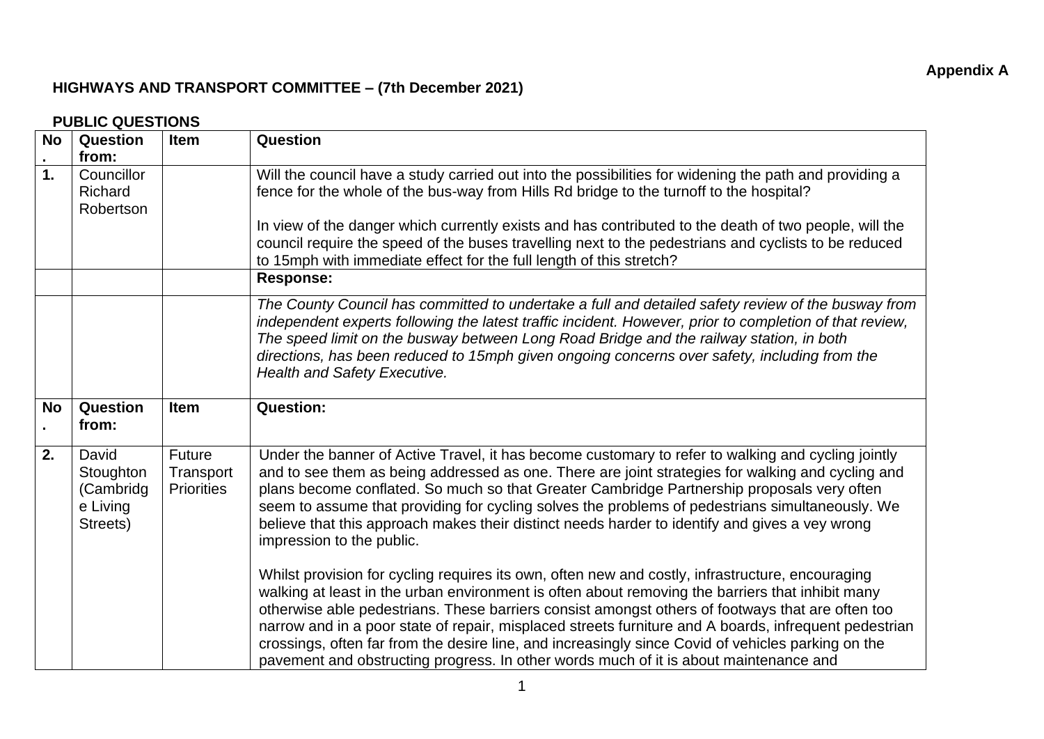**Appendix A**

**HIGHWAYS AND TRANSPORT COMMITTEE – (7th December 2021)**

**PUBLIC QUESTIONS**

| No. | Question from: | Item | Question |
|---|---|---|---|
| 1. | Councillor Richard Robertson | | Will the council have a study carried out into the possibilities for widening the path and providing a fence for the whole of the bus-way from Hills Rd bridge to the turnoff to the hospital?<br><br>In view of the danger which currently exists and has contributed to the death of two people, will the council require the speed of the buses travelling next to the pedestrians and cyclists to be reduced to 15mph with immediate effect for the full length of this stretch? |
| | | | **Response:** |
| | | | *The County Council has committed to undertake a full and detailed safety review of the busway from independent experts following the latest traffic incident. However, prior to completion of that review, The speed limit on the busway between Long Road Bridge and the railway station, in both directions, has been reduced to 15mph given ongoing concerns over safety, including from the Health and Safety Executive.* |
| **No.** | **Question from:** | **Item** | **Question:** |
| 2. | David Stoughton (Cambridge Living Streets) | Future Transport Priorities | Under the banner of Active Travel, it has become customary to refer to walking and cycling jointly and to see them as being addressed as one. There are joint strategies for walking and cycling and plans become conflated. So much so that Greater Cambridge Partnership proposals very often seem to assume that providing for cycling solves the problems of pedestrians simultaneously. We believe that this approach makes their distinct needs harder to identify and gives a vey wrong impression to the public.<br><br>Whilst provision for cycling requires its own, often new and costly, infrastructure, encouraging walking at least in the urban environment is often about removing the barriers that inhibit many otherwise able pedestrians. These barriers consist amongst others of footways that are often too narrow and in a poor state of repair, misplaced streets furniture and A boards, infrequent pedestrian crossings, often far from the desire line, and increasingly since Covid of vehicles parking on the pavement and obstructing progress. In other words much of it is about maintenance and |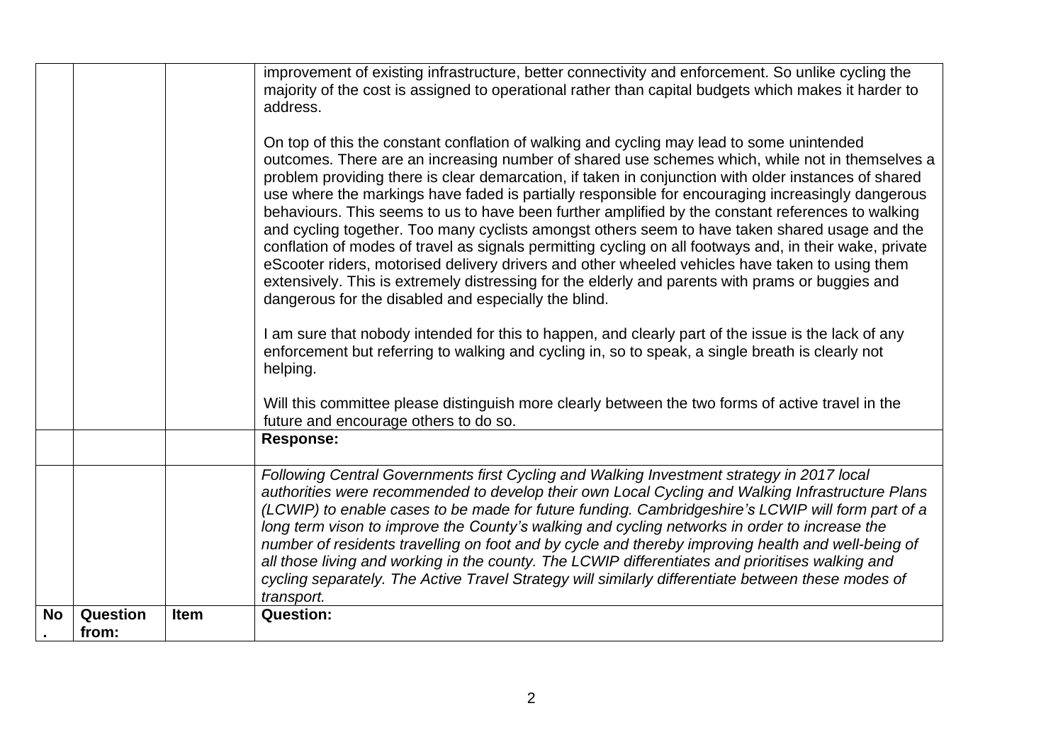| | | | improvement of existing infrastructure, better connectivity and enforcement. So unlike cycling the majority of the cost is assigned to operational rather than capital budgets which makes it harder to address.<br><br>On top of this the constant conflation of walking and cycling may lead to some unintended outcomes. There are an increasing number of shared use schemes which, while not in themselves a problem providing there is clear demarcation, if taken in conjunction with older instances of shared use where the markings have faded is partially responsible for encouraging increasingly dangerous behaviours. This seems to us to have been further amplified by the constant references to walking and cycling together. Too many cyclists amongst others seem to have taken shared usage and the conflation of modes of travel as signals permitting cycling on all footways and, in their wake, private eScooter riders, motorised delivery drivers and other wheeled vehicles have taken to using them extensively. This is extremely distressing for the elderly and parents with prams or buggies and dangerous for the disabled and especially the blind.<br><br>I am sure that nobody intended for this to happen, and clearly part of the issue is the lack of any enforcement but referring to walking and cycling in, so to speak, a single breath is clearly not helping.<br><br>Will this committee please distinguish more clearly between the two forms of active travel in the future and encourage others to do so. |
|---|---|---|---|
| | | | **Response:** |
| | | | *Following Central Governments first Cycling and Walking Investment strategy in 2017 local authorities were recommended to develop their own Local Cycling and Walking Infrastructure Plans (LCWIP) to enable cases to be made for future funding. Cambridgeshire's LCWIP will form part of a long term vison to improve the County's walking and cycling networks in order to increase the number of residents travelling on foot and by cycle and thereby improving health and well-being of all those living and working in the county. The LCWIP differentiates and prioritises walking and cycling separately. The Active Travel Strategy will similarly differentiate between these modes of transport.* |
| **No.** | **Question from:** | **Item** | **Question:** |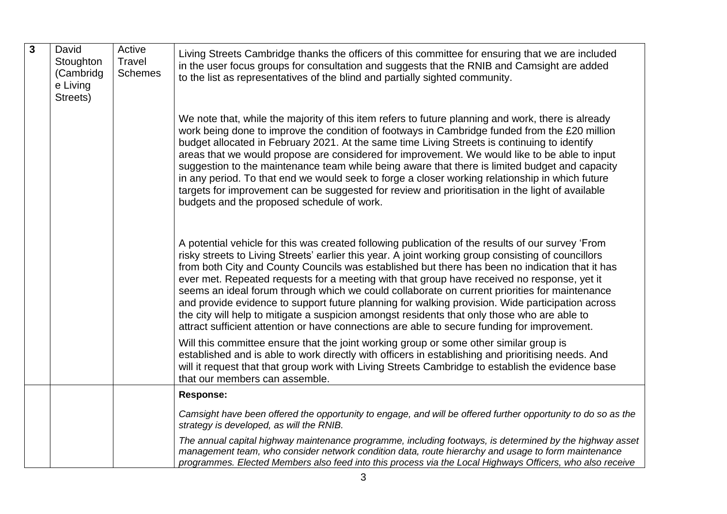| 3 | David Stoughton (Cambridge Living Streets) | Active Travel Schemes | Living Streets Cambridge thanks the officers of this committee for ensuring that we are included in the user focus groups for consultation and suggests that the RNIB and Camsight are added to the list as representatives of the blind and partially sighted community.<br><br>We note that, while the majority of this item refers to future planning and work, there is already work being done to improve the condition of footways in Cambridge funded from the £20 million budget allocated in February 2021. At the same time Living Streets is continuing to identify areas that we would propose are considered for improvement. We would like to be able to input suggestion to the maintenance team while being aware that there is limited budget and capacity in any period. To that end we would seek to forge a closer working relationship in which future targets for improvement can be suggested for review and prioritisation in the light of available budgets and the proposed schedule of work.<br><br>A potential vehicle for this was created following publication of the results of our survey 'From risky streets to Living Streets' earlier this year. A joint working group consisting of councillors from both City and County Councils was established but there has been no indication that it has ever met. Repeated requests for a meeting with that group have received no response, yet it seems an ideal forum through which we could collaborate on current priorities for maintenance and provide evidence to support future planning for walking provision. Wide participation across the city will help to mitigate a suspicion amongst residents that only those who are able to attract sufficient attention or have connections are able to secure funding for improvement.<br><br>Will this committee ensure that the joint working group or some other similar group is established and is able to work directly with officers in establishing and prioritising needs. And will it request that that group work with Living Streets Cambridge to establish the evidence base that our members can assemble. |
|---|---|---|---|
| | | | **Response:**<br><br>*Camsight have been offered the opportunity to engage, and will be offered further opportunity to do so as the strategy is developed, as will the RNIB.*<br><br>*The annual capital highway maintenance programme, including footways, is determined by the highway asset management team, who consider network condition data, route hierarchy and usage to form maintenance programmes. Elected Members also feed into this process via the Local Highways Officers, who also receive* |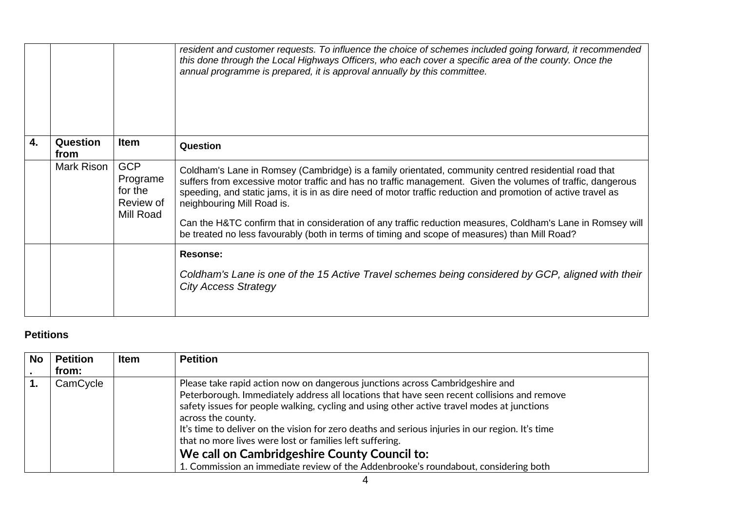| | | | *resident and customer requests. To influence the choice of schemes included going forward, it recommended this done through the Local Highways Officers, who each cover a specific area of the county. Once the annual programme is prepared, it is approval annually by this committee.* |
|---|---|---|---|
| **4.** | **Question from** | **Item** | **Question** |
| | Mark Rison | GCP Programe for the Review of Mill Road | Coldham's Lane in Romsey (Cambridge) is a family orientated, community centred residential road that suffers from excessive motor traffic and has no traffic management. Given the volumes of traffic, dangerous speeding, and static jams, it is in as dire need of motor traffic reduction and promotion of active travel as neighbouring Mill Road is.<br><br>Can the H&TC confirm that in consideration of any traffic reduction measures, Coldham's Lane in Romsey will be treated no less favourably (both in terms of timing and scope of measures) than Mill Road? |
| | | | **Resonse:**<br><br>*Coldham's Lane is one of the 15 Active Travel schemes being considered by GCP, aligned with their City Access Strategy* |

**Petitions**

| No. | Petition from: | Item | Petition |
|---|---|---|---|
| **1.** | CamCycle | | Please take rapid action now on dangerous junctions across Cambridgeshire and Peterborough. Immediately address all locations that have seen recent collisions and remove safety issues for people walking, cycling and using other active travel modes at junctions across the county.<br>It's time to deliver on the vision for zero deaths and serious injuries in our region. It's time that no more lives were lost or families left suffering.<br>**We call on Cambridgeshire County Council to:**<br>1. Commission an immediate review of the Addenbrooke's roundabout, considering both |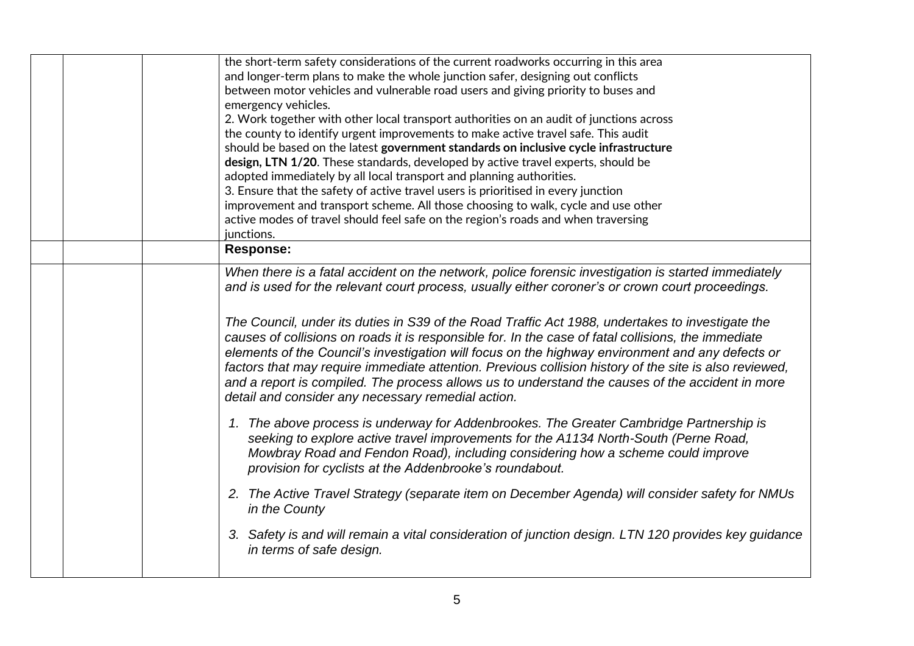| | | | |
|---|---|---|---|
| | | | the short-term safety considerations of the current roadworks occurring in this area and longer-term plans to make the whole junction safer, designing out conflicts between motor vehicles and vulnerable road users and giving priority to buses and emergency vehicles.<br>2. Work together with other local transport authorities on an audit of junctions across the county to identify urgent improvements to make active travel safe. This audit should be based on the latest **government standards on inclusive cycle infrastructure design, LTN 1/20**. These standards, developed by active travel experts, should be adopted immediately by all local transport and planning authorities.<br>3. Ensure that the safety of active travel users is prioritised in every junction improvement and transport scheme. All those choosing to walk, cycle and use other active modes of travel should feel safe on the region's roads and when traversing junctions. |
| | | | **Response:** |
| | | | *When there is a fatal accident on the network, police forensic investigation is started immediately and is used for the relevant court process, usually either coroner's or crown court proceedings.*<br><br>*The Council, under its duties in S39 of the Road Traffic Act 1988, undertakes to investigate the causes of collisions on roads it is responsible for. In the case of fatal collisions, the immediate elements of the Council's investigation will focus on the highway environment and any defects or factors that may require immediate attention. Previous collision history of the site is also reviewed, and a report is compiled. The process allows us to understand the causes of the accident in more detail and consider any necessary remedial action.*<br><br>*1. The above process is underway for Addenbrookes. The Greater Cambridge Partnership is seeking to explore active travel improvements for the A1134 North-South (Perne Road, Mowbray Road and Fendon Road), including considering how a scheme could improve provision for cyclists at the Addenbrooke's roundabout.*<br><br>*2. The Active Travel Strategy (separate item on December Agenda) will consider safety for NMUs in the County*<br><br>*3. Safety is and will remain a vital consideration of junction design. LTN 120 provides key guidance in terms of safe design.* |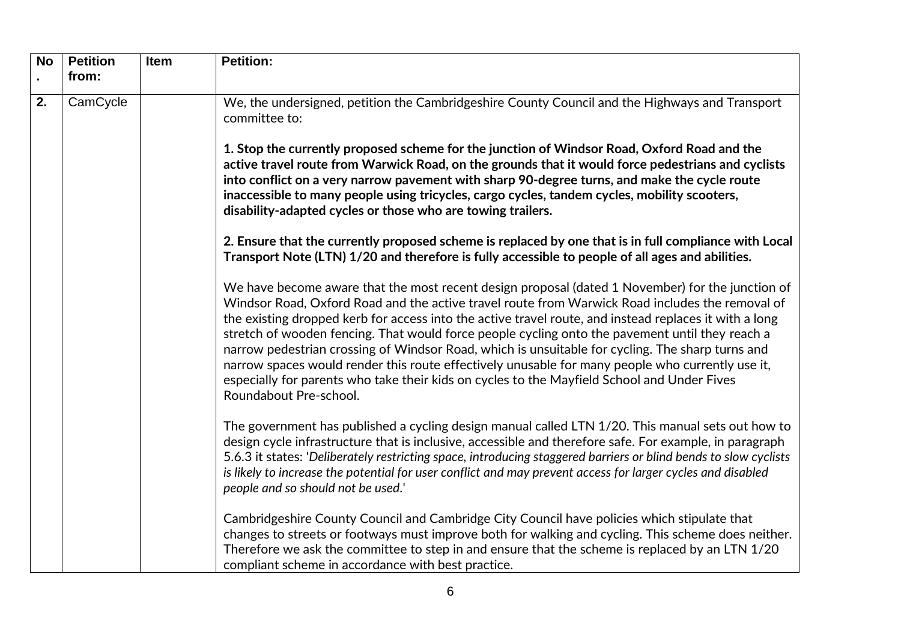| No. | Petition from: | Item | Petition: |
|---|---|---|---|
| 2. | CamCycle | | We, the undersigned, petition the Cambridgeshire County Council and the Highways and Transport committee to:<br><br>**1. Stop the currently proposed scheme for the junction of Windsor Road, Oxford Road and the active travel route from Warwick Road, on the grounds that it would force pedestrians and cyclists into conflict on a very narrow pavement with sharp 90-degree turns, and make the cycle route inaccessible to many people using tricycles, cargo cycles, tandem cycles, mobility scooters, disability-adapted cycles or those who are towing trailers.**<br><br>**2. Ensure that the currently proposed scheme is replaced by one that is in full compliance with Local Transport Note (LTN) 1/20 and therefore is fully accessible to people of all ages and abilities.**<br><br>We have become aware that the most recent design proposal (dated 1 November) for the junction of Windsor Road, Oxford Road and the active travel route from Warwick Road includes the removal of the existing dropped kerb for access into the active travel route, and instead replaces it with a long stretch of wooden fencing. That would force people cycling onto the pavement until they reach a narrow pedestrian crossing of Windsor Road, which is unsuitable for cycling. The sharp turns and narrow spaces would render this route effectively unusable for many people who currently use it, especially for parents who take their kids on cycles to the Mayfield School and Under Fives Roundabout Pre-school.<br><br>The government has published a cycling design manual called LTN 1/20. This manual sets out how to design cycle infrastructure that is inclusive, accessible and therefore safe. For example, in paragraph 5.6.3 it states: '*Deliberately restricting space, introducing staggered barriers or blind bends to slow cyclists is likely to increase the potential for user conflict and may prevent access for larger cycles and disabled people and so should not be used.*'<br><br>Cambridgeshire County Council and Cambridge City Council have policies which stipulate that changes to streets or footways must improve both for walking and cycling. This scheme does neither. Therefore we ask the committee to step in and ensure that the scheme is replaced by an LTN 1/20 compliant scheme in accordance with best practice. |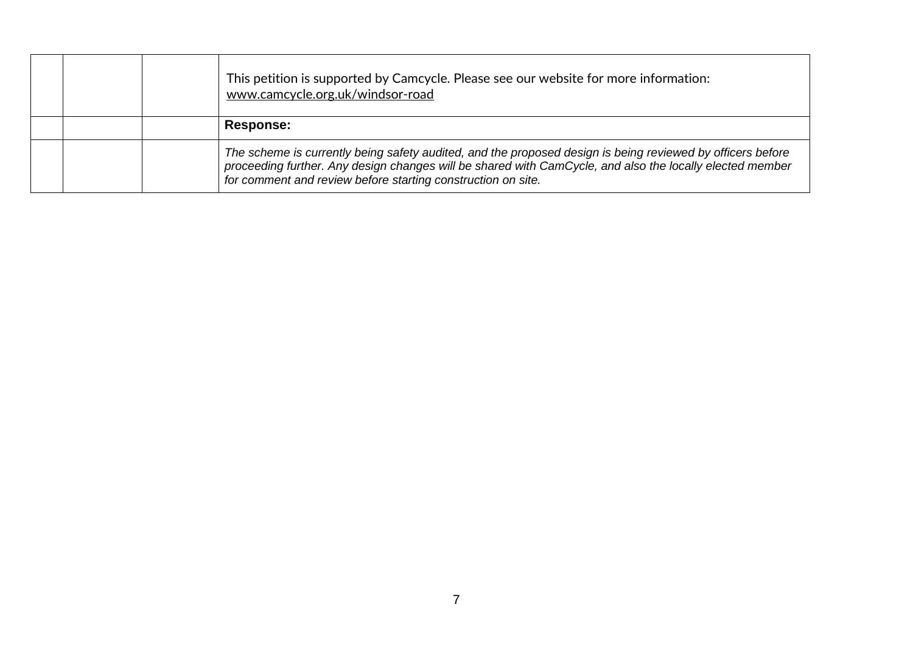| | | | |
|---|---|---|---|
| | | | This petition is supported by Camcycle. Please see our website for more information: www.camcycle.org.uk/windsor-road |
| | | | **Response:** |
| | | | *The scheme is currently being safety audited, and the proposed design is being reviewed by officers before proceeding further. Any design changes will be shared with CamCycle, and also the locally elected member for comment and review before starting construction on site.* |